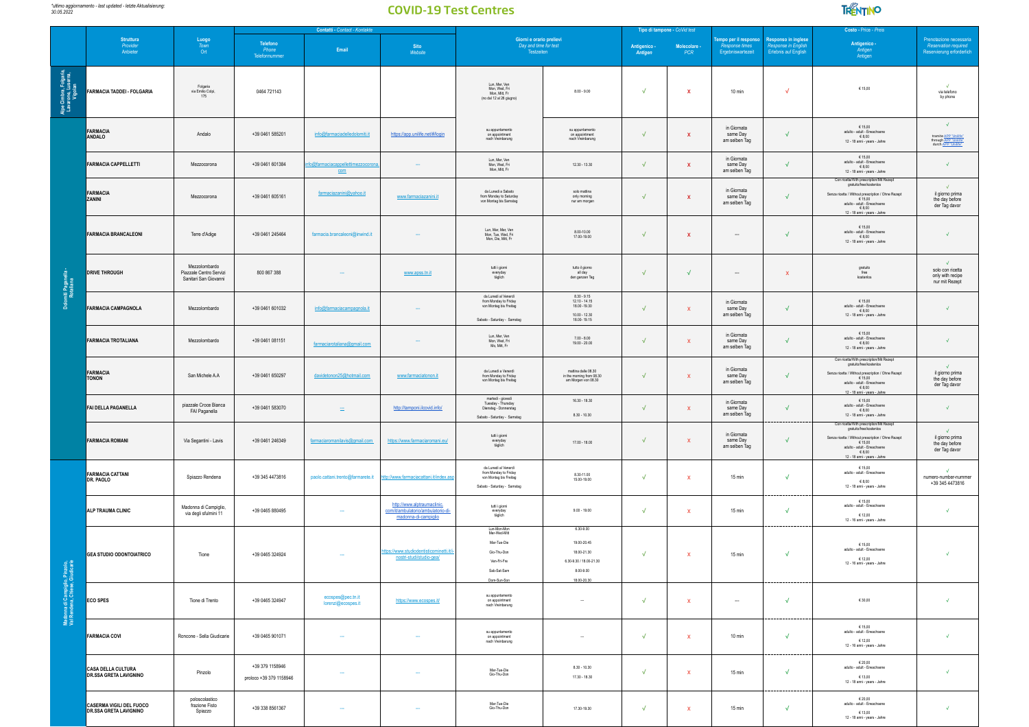*ultimo aggiornamento - last updated - letzte Aktualisierung:*
*30.05.2022*

# COVID-19 Test Centres

TRENTINO

| | Struttura *Provider* Anbieter | Luogo *Town* Ort | Contatti - *Contact* - Kontakte | | | Giorni e orario prelievi *Day and time for test* Testzeiten | | Tipo di tampone - *CoVid test* | | Tempo per il responso *Response times* Ergebniswartezeit | Responso in inglese *Response in English* Erlebnis auf English | Costo - *Price* - Preis | Prenotazione necessaria *Reservation required* Reservierung erforderlich |
|---|---|---|---|---|---|---|---|---|---|---|---|---|---|
| | | | Telefono *Phone* Telefonnummer | Email | Sito *Website* | | | Antigenico - *Antigen* | Molecolare - *PCR* | | | Antigenico - *Antigen* Antigen | |
| Alpe Cimbra, Folgaria, Lavarone, Luserna, Vigolana | FARMACIA TADDEI - FOLGARIA | Folgaria via Emilio Colpi, 175 | 0464 721143 | | | Lun, Mer, Ven Mon, Wed, Fri Mon, Mitt, Fr (no dal 12 al 26 giugno) | 8.00 - 9.00 | √ | X | 10 min | √ | € 15,00 | √ via telefono by phone |
| Dolomiti Paganella - Rotaliana | FARMACIA ANDALO | Andalo | +39 0461 585201 | info@farmaciadelledolomiti.it | https://app.unilife.net/#login | su appuntamento on appointment nach Vereinbarung | su appuntamento on appointment nach Vereinbarung | √ | X | in Giornata same Day am selben Tag | √ | € 15,00 adulto - adult - Erwachsene € 8,00 12 - 18 anni - years - Jahre | √ tramite APP "Unilife" through APP "Unilife" durch APP "Unilife" |
| | FARMACIA CAPPELLETTI | Mezzocorona | +39 0461 601384 | info@farmaciacappellettimezzocorona.com | --- | Lun, Mer, Ven Mon, Wed, Fri Mon, Mitt, Fr | 12.30 - 13.30 | √ | X | in Giornata same Day am selben Tag | √ | € 15,00 adulto - adult - Erwachsene € 8,00 12 - 18 anni - years - Jahre | √ |
| | FARMACIA ZANINI | Mezzocorona | +39 0461 605161 | farmaciazanini@yahoo.it | www.farmaciazanini.it | da Lunedì a Sabato from Monday to Saturday von Montag bis Samstag | solo mattina only morning nur am morgen | √ | X | in Giornata same Day am selben Tag | √ | Con ricetta/With prescription/Mit Rezept gratuito/free/kostenlos Senza ricetta / Without prescription / Ohne Rezept € 15,00 adulto - adult - Erwachsene € 8,00 12 - 18 anni - years - Jahre | √ il giorno prima the day before der Tag davor |
| | FARMACIA BRANCALEONI | Terre d'Adige | +39 0461 245464 | farmacia.brancaleoni@inwind.it | --- | Lun, Mar, Mer, Ven Mon, Tue, Wed, Fri Mon, Die, Mitt, Fr | 8.00-10.00 17.00-19.00 | √ | X | --- | √ | € 15,00 adulto - adult - Erwachsene € 8,00 12 - 18 anni - years - Jahre | √ |
| | DRIVE THROUGH | Mezzolombardo Piazzale Centro Servizi Sanitari San Giovanni | 800 867 388 | --- | www.apss.tn.it | tutti i giorni everyday täglich | tutto il giorno all day den ganzen Tag | √ | √ | --- | X | gratuito free kostenlos | √ solo con ricetta only with recipe nur mit Rezept |
| | FARMACIA CAMPAGNOLA | Mezzolombardo | +39 0461 601032 | info@farmaciacampagnola.it | --- | da Lunedì al Venerdì from Monday to Friday von Montag bis Freitag / Sabato - Saturday - Samstag | 8.30 - 9.15 12.10 - 14.15 18.00 - 19.30 / 10.00 - 12.30 18.00- 19.15 | √ | X | in Giornata same Day am selben Tag | √ | € 15,00 adulto - adult - Erwachsene € 8,00 12 - 18 anni - years - Jahre | √ |
| | FARMACIA TROTALIANA | Mezzolombardo | +39 0461 081151 | farmaciarotaliana@gmail.com | --- | Lun, Mer, Ven Mon, Wed, Fri Mo, Mitt, Fr | 7.00 - 8.00 19.00 - 20.00 | √ | X | in Giornata same Day am selben Tag | √ | € 15,00 adulto - adult - Erwachsene € 8,00 12 - 18 anni - years - Jahre | √ |
| | FARMACIA TONON | San Michele A.A. | +39 0461 650297 | davidetonon25@hotmail.com | www.farmaciatonon.it | da Lunedì a Venerdì from Monday to Friday von Montag bis Freitag | mattina dalle 08.30 in the morning from 08.30 am Morgen von 08.30 | √ | X | in Giornata same Day am selben Tag | √ | Con ricetta/With prescription/Mit Rezept gratuito/free/kostenlos Senza ricetta / Without prescription / Ohne Rezept € 15,00 adulto - adult - Erwachsene € 8,00 12 - 18 anni - years - Jahre | √ il giorno prima the day before der Tag davor |
| | FAI DELLA PAGANELLA | piazzale Croce Bianca FAI Paganella | +39 0461 583070 | --- | http://tamponi.ilcovid.info/ | martedì - giovedì Tuesday - Thursday Dienstag - Donnerstag / Sabato - Saturday - Samstag | 16.30 - 18.30 / 8.30 - 10.30 | √ | X | in Giornata same Day am selben Tag | √ | € 15,00 adulto - adult - Erwachsene € 8,00 12 - 18 anni - years - Jahre | √ |
| | FARMACIA ROMANI | Via Segantini - Lavis | +39 0461 246349 | farmaciaromanilavis@gmail.com | https://www.farmaciaromani.eu/ | tutti i giorni everyday täglich | 17.00 - 18.00 | √ | X | in Giornata same Day am selben Tag | √ | Con ricetta/With prescription/Mit Rezept gratuito/free/kostenlos Senza ricetta / Without prescription / Ohne Rezept € 15,00 adulto - adult - Erwachsene € 8,00 12 - 18 anni - years - Jahre | √ il giorno prima the day before der Tag davor |
| Madonna di Campiglio, Pinzolo, Val Rendena, Chiese, Giudicarie | FARMACIA CATTANI DR. PAOLO | Spiazzo Rendena | +39 345 4473816 | paolo.cattani.trento@farmarete.it | http://www.farmaciacattani.it/index.asp | da Lunedì al Venerdì from Monday to Friday von Montag bis Freitag / Sabato - Saturday - Samstag | 8.30-11.00 15.00-18.00 | √ | X | 15 min | √ | € 15,00 adulto - adult - Erwachsene € 8,00 12 - 18 anni - years - Jahre | √ numero-number-nummer +39 345 4473816 |
| | ALP TRAUMA CLINIC | Madonna di Campiglio, via degli sfulmini 11 | +39 0465 880495 | --- | http://www.alptraumaclinic.com/it/ambulatorio/ambulatorio-di-madonna-di-campiglio | tutti i giorni everyday täglich | 9.00 - 19.00 | √ | X | 15 min | √ | € 15,00 adulto - adult - Erwachsene € 12,00 12 - 18 anni - years - Jahre | √ |
| | GEA STUDIO ODONTOIATRICO | Tione | +39 0465 324924 | --- | https://www.studiodentisticominetti.it/i-nostri-studi/studio-gea/ | Lun-Mon-Mon Mer-Wed-Mitt / Mar-Tue-Die / Gio-Thu-Don / Ven-Fri-Fre / Sab-Sat-Sam / Dom-Sun-Son | 6.30-8.00 / 19.00-20.45 / 18.00-21.30 / 6.30-8.30 / 18.00-21.30 / 8.00-9.00 / 18.00-20.30 | √ | X | 15 min | √ | € 15,00 adulto - adult - Erwachsene € 12,00 12 - 18 anni - years - Jahre | √ |
| | ECO SPES | Tione di Trento | +39 0465 324947 | ecospes@pec.tn.it lorenz@ecospes.it | https://www.ecospes.it/ | su appuntamento on appointment nach Vereinbarung | --- | √ | X | --- | √ | € 30,00 | √ |
| | FARMACIA COVI | Roncone - Sella Giudicarie | +39 0465 901071 | --- | --- | su appuntamento on appointment nach Vereinbarung | --- | √ | X | 10 min | √ | € 15,00 adulto - adult - Erwachsene € 12,00 12 - 18 anni - years - Jahre | √ |
| | CASA DELLA CULTURA DR.SSA GRETA LAVIGNINO | Pinzolo | +39 379 1158946 proloco +39 379 1158946 | --- | --- | Mar-Tue-Die Gio-Thu-Don | 8.30 - 10.30 17.30 - 18.30 | √ | X | 15 min | √ | € 20,00 adulto - adult - Erwachsene € 13,00 12 - 18 anni - years - Jahre | √ |
| | CASERMA VIGILI DEL FUOCO DR.SSA GRETA LAVIGNINO | poloscolastico frazione Fisto Spiazzo | +39 338 8561367 | --- | --- | Mar-Tue-Die Gio-Thu-Don | 17.30-19.30 | √ | X | 15 min | √ | € 20,00 adulto - adult - Erwachsene € 13,00 12 - 18 anni - years - Jahre | √ |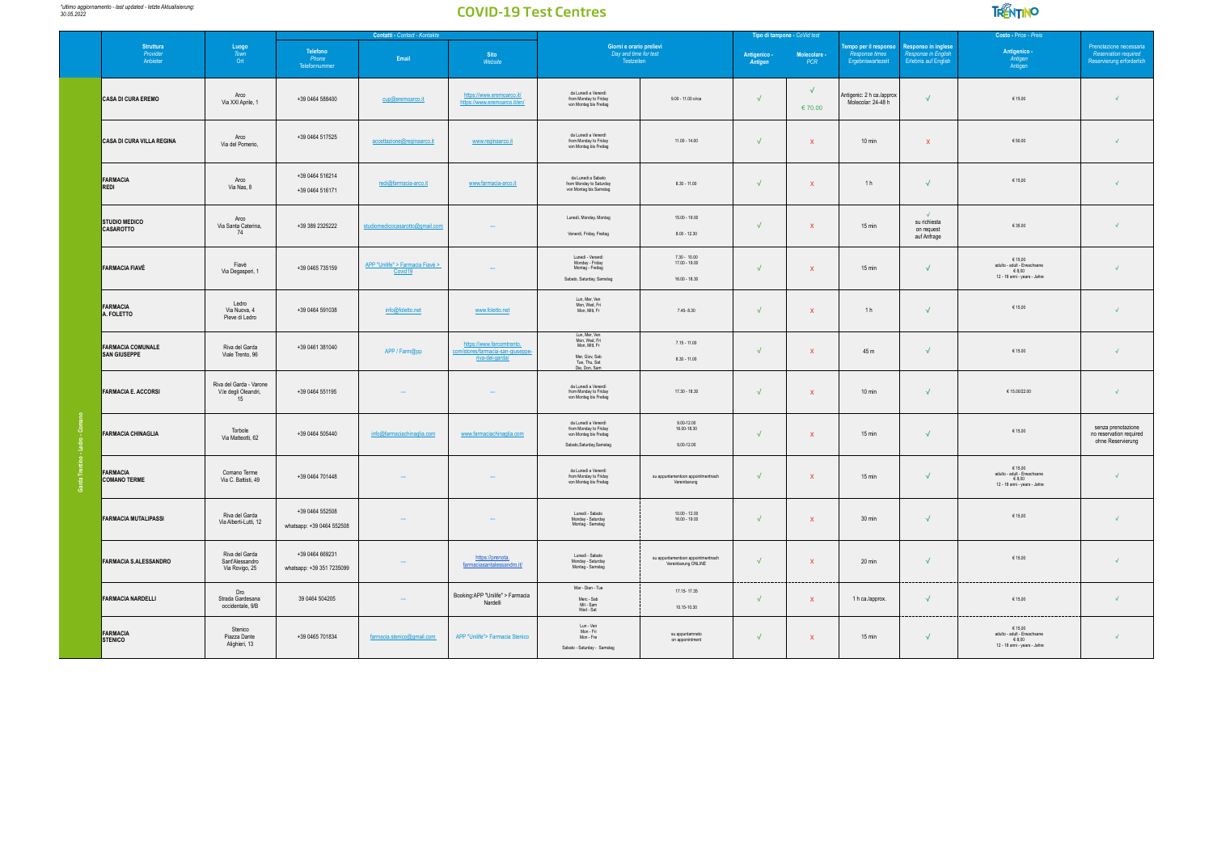*ultimo aggiornamento - last updated - letzte Aktualisierung: 30.05.2022*

# COVID-19 Test Centres

| | Struttura *Provider* Anbieter | Luogo *Town* Ort | Telefono *Phone* Telefonnummer | Email | Sito *Website* | Giorni e orario prelievi *Day and time for test* Testzeiten | | Antigenico - *Antigen* | Molecolare - *PCR* | Tempo per il responso *Response times* Ergebniswartezeit | Responso in inglese *Response in English* Erlebnis auf English | Antigenico - *Antigen* Antigen | Prenotazione necessaria *Reservation required* Reservierung erforderlich |
|---|---|---|---|---|---|---|---|---|---|---|---|---|---|
| | | | Contatti - *Contact - Kontakte* | | | | | Tipo di tampone - *CoVid test* | | | | Costo - *Price - Preis* | |
| Garda Trentino - Ledro - Comano | CASA DI CURA EREMO | Arco Via XXI Aprile, 1 | +39 0464 588400 | cup@eremoarco.it | https://www.eremoarco.it/ https://www.eremoarco.it/en/ | da Lunedì a Venerdì from Monday to Friday von Montag bis Freitag | 9.00 - 11.00 circa | √ | √ € 70.00 | Antigenic: 2 h ca./approx Molecolar: 24-48 h | √ | € 15.00 | √ |
| | CASA DI CURA VILLA REGINA | Arco Via del Pomerio, | +39 0464 517525 | accettazione@reginaarco.it | www.reginaarco.it | da Lunedì a Venerdì from Monday to Friday von Montag bis Freitag | 11.00 - 14.00 | √ | X | 10 min | X | € 50.00 | √ |
| | FARMACIA REDI | Arco Via Nas, 8 | +39 0464 516214 +39 0464 516171 | redi@farmacia-arco.it | www.farmacia-arco.it | da Lunedì a Sabato from Monday to Saturday von Montag bis Samstag | 8.30 - 11.00 | √ | X | 1 h | √ | € 15.00 | √ |
| | STUDIO MEDICO CASAROTTO | Arco Via Santa Caterina, 74 | +39 389 2325222 | studiomedicocasarotto@gmail.com | ---- | Lunedì, Monday, Montag<br>Venerdì, Friday, Freitag | 15.00 - 19.00<br>8.00 - 12.30 | √ | X | 15 min | √ su richiesta on request auf Anfrage | € 35.00 | √ |
| | FARMACIA FIAVÈ | Fiavè Via Degasperi, 1 | +39 0465 735159 | APP "Unilife" > Farmacia Fiavè > Covid19 | ---- | Lunedì - Venerdì Monday - Friday Montag - Freitag<br>Sabato, Saturday, Samstag | 7.30 - 10.00 17.00 - 19.00<br>16.00 - 18.30 | √ | X | 15 min | √ | € 15.00 adulto - adult - Erwachsene € 8.00 12 - 18 anni - years - Jahre | √ |
| | FARMACIA A. FOLETTO | Ledro Via Nuova, 4 Pieve di Ledro | +39 0464 591038 | info@foletto.net | www.foletto.net | Lun, Mer, Ven Mon, Wed, Fri Mon, Mit, Fr | 7.45- 8.30 | √ | X | 1 h | √ | € 15.00 | √ |
| | FARMACIA COMUNALE SAN GIUSEPPE | Riva del Garda Viale Trento, 96 | +39 0461 381040 | APP / Farm@pp | https://www.farcomtrento.com/stores/farmacia-san-giuseppe-riva-del-garda/ | Lun, Mer, Ven Mon, Wed, Fri Mon, Mit, Fr<br>Mar, Giov, Sab Tue, Thu, Sat Die, Don, Sam | 7.15 - 11.00<br>8.30 - 11.00 | √ | X | 45 m | √ | € 15.00 | √ |
| | FARMACIA E. ACCORSI | Riva del Garda - Varone V.le degli Oleandri, 15 | +39 0464 551195 | ---- | ---- | da Lunedì a Venerdì from Monday to Friday von Montag bis Freitag | 17.30 - 18.30 | √ | X | 10 min | √ | € 15.00/22.00 | √ |
| | FARMACIA CHINAGLIA | Torbole Via Matteotti, 62 | +39 0464 505440 | info@farmaciachinaglia.com | www.farmaciachinaglia.com | da Lunedì a Venerdì from Monday to Friday von Montag bis Freitag<br>Sabato,Saturday,Samstag | 9.00-12.00 16.00-18.30<br>9.00-12.00 | √ | X | 15 min | √ | € 15.00 | senza prenotazione no reservation required ohne Reservierung |
| | FARMACIA COMANO TERME | Comano Terme Via C. Battisti, 49 | +39 0464 701448 | ---- | ---- | da Lunedì a Venerdì from Monday to Friday von Montag bis Freitag | su appuntamento on appointment nach Vereinbarung | √ | X | 15 min | √ | € 15.00 adulto - adult - Erwachsene € 8.00 12 - 18 anni - years - Jahre | √ |
| | FARMACIA MUTALIPASSI | Riva del Garda Via Alberti-Lutti, 12 | +39 0464 552508 whatsapp: +39 0464 552508 | ---- | ---- | Lunedì - Sabato Monday - Saturday Montag - Samstag | 10.00 - 12.00 16.00 - 19.00 | √ | X | 30 min | √ | € 15.00 | √ |
| | FARMACIA S.ALESSANDRO | Riva del Garda Sant'Alessandro Via Rovigo, 25 | +39 0464 869231 whatsapp: +39 351 7235099 | ---- | https://prenota.farmaciasantalessandro.it/ | Lunedì - Sabato Monday - Saturday Montag - Samstag | su appuntamento on appointment nach Vereinbarung ONLINE | √ | X | 20 min | √ | € 15.00 | √ |
| | FARMACIA NARDELLI | Dro Strada Gardesana occidentale, 9/B | 39 0464 504205 | ---- | Booking:APP "Unilife" > Farmacia Nardelli | Mar - Dien - Tue<br>Merc - Sab Mit - Sam Wed - Sat | 17.15- 17.35<br>10.15-10.30 | √ | X | 1 h ca./approx. | √ | € 15.00 | √ |
| | FARMACIA STENICO | Stenico Piazza Dante Alighieri, 13 | +39 0465 701834 | farmacia.stenico@gmail.com | APP "Unilife"> Farmacia Stenico | Lun - Ven Mon - Fri Mon - Fre<br>Sabato - Saturday - Samstag | su appuntamento on appointment | √ | X | 15 min | √ | € 15.00 adulto - adult - Erwachsene € 8.00 12 - 18 anni - years - Jahre | √ |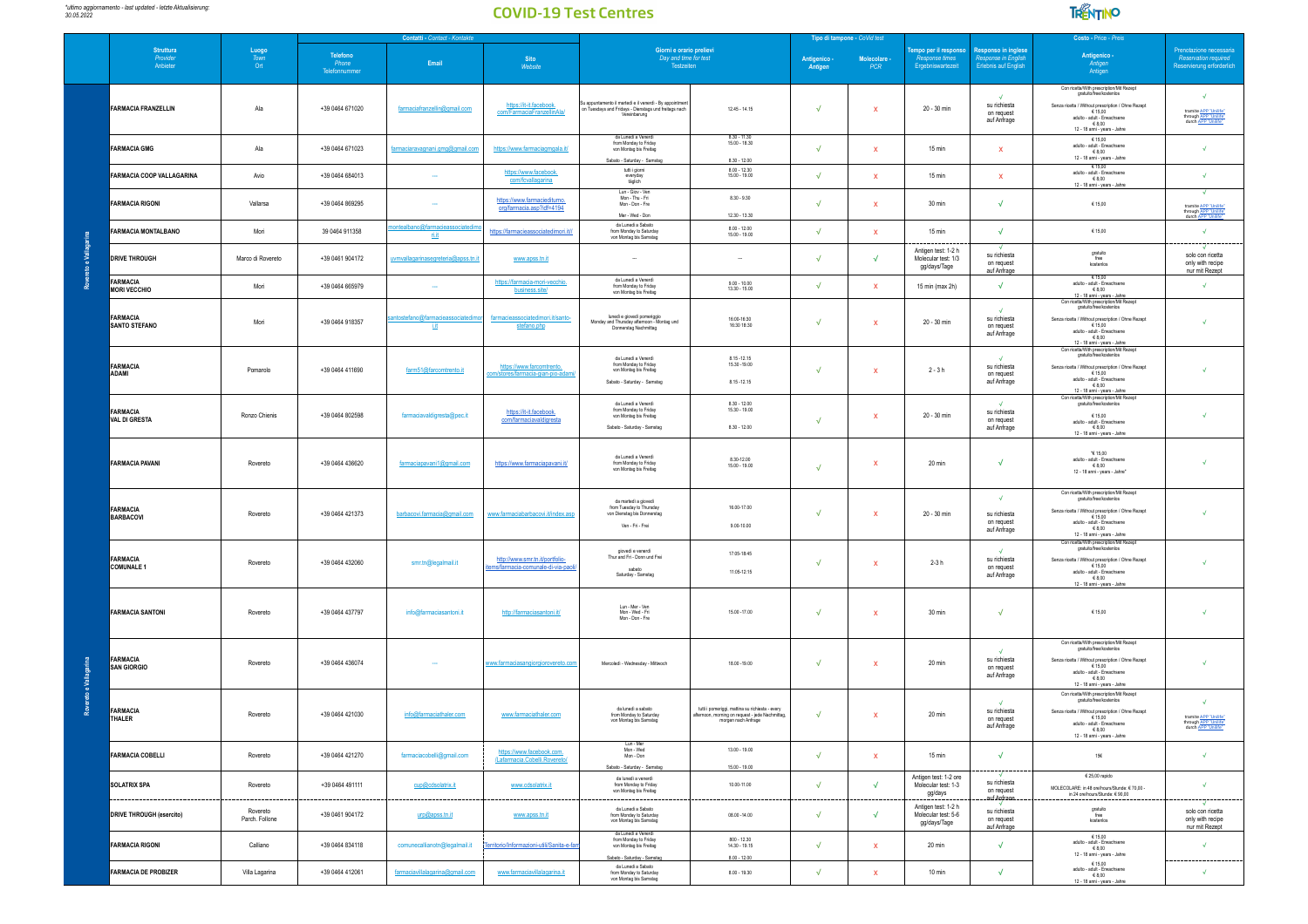*ultimo aggiornamento - last updated - letzte Aktualisierung:*
*30.05.2022*

# COVID-19 Test Centres

| | Struttura *Provider* Anbieter | Luogo *Town* Ort | Contatti - *Contact - Kontakte* Telefono *Phone* Telefonnummer | Email | Sito *Website* | Giorni e orario prelievi *Day and time for test* Testzeiten | | Tipo di tampone - *CoVid test* Antigenico - *Antigen* | Molecolare - *PCR* | Tempo per il responso *Response times* Ergebniswartezeit | Responso in inglese *Response in English* Erlebnis auf Englisch | Costo - *Price - Preis* Antigenico - *Antigen* Antigen | Prenotazione necessaria *Reservation required* Reservierung erforderlich |
|---|---|---|---|---|---|---|---|---|---|---|---|---|---|
| Rovereto e Vallagarina | FARMACIA FRANZELLIN | Ala | +39 0464 671020 | farmaciafranzellin@gmail.com | https://it-it.facebook.com/FarmaciaFranzellinAla/ | Su appuntamento il martedì e il venerdì - By appointment on Tuesdays and Fridays - Dienstags und freitags nach Vereinbarung | 12.45 - 14.15 | √ | X | 20 - 30 min | √ su richiesta on request auf Anfrage | Con ricetta/With prescription/Mit Rezept gratuito/free/kostenlos; Senza ricetta / Without prescription / Ohne Rezept € 15,00 adulto - adult - Erwachsene € 8,00 12 - 18 anni - years - Jahre | √ tramite APP "Unitiv" through APP "Unitiv" durch APP "Unitiv" |
| | FARMACIA GMG | Ala | +39 0464 671023 | farmaciaravagnani.gmg@gmail.com | https://www.farmaciagmgala.it/ | da Lunedì a Venerdì from Monday to Friday von Montag bis Freitag; Sabato - Saturday - Samstag | 8.30 - 11.30 15.00 - 18.30; 8.30 - 12.00 | √ | X | 15 min | X | € 15,00 adulto - adult - Erwachsene € 8,00 12 - 18 anni - years - Jahre | √ |
| | FARMACIA COOP VALLAGARINA | Avio | +39 0464 684013 | --- | https://www.facebook.com/fcvallagarina | tutti i giorni everyday täglich | 8.00 - 12.30 15.00 - 19.00 | √ | X | 15 min | X | € 15,00 adulto - adult - Erwachsene € 8,00 12 - 18 anni - years - Jahre | √ |
| | FARMACIA RIGONI | Vallarsa | +39 0464 869295 | --- | https://www.farmaciediturno.org/farmacia.asp?idf=4194 | Lun - Giov - Ven Mon - Thu - Fri Mon - Don - Fre; Mer - Wed - Don | 8.30 - 9.30; 12.30 - 13.30 | √ | X | 30 min | √ | € 15,00 | √ tramite APP "Unitiv" through APP "Unitiv" durch APP "Unitiv" |
| | FARMACIA MONTALBANO | Mori | 39 0464 911358 | montealbano@farmacieassociatedimori.it | https://farmacieassociatedimori.it/ | da Lunedì a Sabato from Monday to Saturday von Montag bis Samstag | 8.00 - 12.00 15.00 - 19.00 | √ | X | 15 min | √ | € 15,00 | √ |
| | DRIVE THROUGH | Marco di Rovereto | +39 0461 904172 | uvmvallagarinasegreteria@apss.tn.it | www.apss.tn.it | --- | --- | √ | √ | Antigen test: 1-2 h Molecular test: 1/3 gg/days/Tage | √ su richiesta on request auf Anfrage | gratuito free kostenlos | √ solo con ricetta only with recipe nur mit Rezept |
| | FARMACIA MORI VECCHIO | Mori | +39 0464 865979 | --- | https://farmacia-mori-vecchio.business.site/ | da Lunedì a Venerdì from Monday to Friday von Montag bis Freitag | 9.00 - 10.00 13.30 - 15.00 | √ | X | 15 min (max 2h) | √ | € 15,00 adulto - adult - Erwachsene € 8,00 12 - 18 anni - years - Jahre | √ |
| | FARMACIA SANTO STEFANO | Mori | +39 0464 918357 | santostefano@farmacieassociatedimori.it | farmacieassociatedimori.it/santo-stefano.php | lunedì e giovedì pomeriggio Monday and Thursday afternoon - Montag und Donnerstag Nachmittag | 16.00-18.30 16.30 18.30 | √ | X | 20 - 30 min | √ su richiesta on request auf Anfrage | Con ricetta/With prescription/Mit Rezept gratuito/free/kostenlos; Senza ricetta / Without prescription / Ohne Rezept € 15,00 adulto - adult - Erwachsene € 8,00 12 - 18 anni - years - Jahre | √ |
| | FARMACIA ADAMI | Pomarolo | +39 0464 411690 | farm51@farcomtrento.it | https://www.farcomtrento.com/stores/farmacia-gian-pio-adami/ | da Lunedì a Venerdì from Monday to Friday von Montag bis Freitag; Sabato - Saturday - Samstag | 8.15 - 12.15 15.30 - 19.00; 8.15 - 12.15 | √ | X | 2 - 3 h | √ su richiesta on request auf Anfrage | Con ricetta/With prescription/Mit Rezept gratuito/free/kostenlos; Senza ricetta / Without prescription / Ohne Rezept € 15,00 adulto - adult - Erwachsene € 8,00 12 - 18 anni - years - Jahre | √ |
| | FARMACIA VAL DI GRESTA | Ronzo Chienis | +39 0464 802598 | farmaciavaldigresta@pec.it | https://it-it.facebook.com/farmaciavaldigresta | da Lunedì a Venerdì from Monday to Friday von Montag bis Freitag; Sabato - Saturday - Samstag | 8.30 - 12.00 15.30 - 19.00; 8.30 - 12.00 | √ | X | 20 - 30 min | √ su richiesta on request auf Anfrage | Con ricetta/With prescription/Mit Rezept gratuito/free/kostenlos; € 15,00 adulto - adult - Erwachsene € 8,00 12 - 18 anni - years - Jahre | √ |
| | FARMACIA PAVANI | Rovereto | +39 0464 436620 | farmaciapavani1@gmail.com | https://www.farmaciapavani.it/ | da Lunedì a Venerdì from Monday to Friday von Montag bis Freitag | 8.30-12.00 15.00 - 19.00 | √ | X | 20 min | √ | "€ 15,00 adulto - adult - Erwachsene € 8,00 12 - 18 anni - years - Jahre" | √ |
| | FARMACIA BARBACOVI | Rovereto | +39 0464 421373 | barbacovi.farmacia@gmail.com | www.farmaciabarbacovi.it/index.asp | da martedì a giovedì from Tuesday to Thursday von Dienstag bis Donnerstag; Ven - Fri - Frei | 16.00-17.00; 9.00-10.00 | √ | X | 20 - 30 min | √ su richiesta on request auf Anfrage | Con ricetta/With prescription/Mit Rezept gratuito/free/kostenlos; Senza ricetta / Without prescription / Ohne Rezept € 15,00 adulto - adult - Erwachsene € 8,00 12 - 18 anni - years - Jahre | √ |
| | FARMACIA COMUNALE 1 | Rovereto | +39 0464 432060 | smr.tn@legalmail.it | http://www.smr.tn.it/portfolio-items/farmacia-comunale-di-via-paoli/ | giovedì e venerdì Thur and Fri - Donn und Frei; sabato Saturday - Samstag | 17.05-18.45; 11.05-12.15 | √ | X | 2-3 h | √ su richiesta on request auf Anfrage | Con ricetta/With prescription/Mit Rezept gratuito/free/kostenlos; Senza ricetta / Without prescription / Ohne Rezept € 15,00 adulto - adult - Erwachsene € 8,00 12 - 18 anni - years - Jahre | √ |
| | FARMACIA SANTONI | Rovereto | +39 0464 437797 | info@farmaciasantoni.it | http://farmaciasantoni.it/ | Lun - Mer - Ven Mon - Wed - Fri Mon - Don - Fre | 15.00 - 17.00 | √ | X | 30 min | √ | € 15,00 | √ |
| | FARMACIA SAN GIORGIO | Rovereto | +39 0464 436074 | --- | www.farmaciasangiorgiorovereto.com | Mercoledì - Wednesday - Mittwoch | 18.00 -19.00 | √ | X | 20 min | √ su richiesta on request auf Anfrage | Con ricetta/With prescription/Mit Rezept gratuito/free/kostenlos; Senza ricetta / Without prescription / Ohne Rezept € 15,00 adulto - adult - Erwachsene € 8,00 12 - 18 anni - years - Jahre | √ |
| | FARMACIA THALER | Rovereto | +39 0464 421030 | info@farmaciathaler.com | www.farmaciathaler.com | da lunedì a sabato from Monday to Saturday von Montag bis Samstag | tutti i pomeriggi, mattina su richiesta - every afternoon, morning on request - jede Nachmittag, morgen nach Anfrage | √ | X | 20 min | √ su richiesta on request auf Anfrage | Con ricetta/With prescription/Mit Rezept gratuito/free/kostenlos; Senza ricetta / Without prescription / Ohne Rezept € 15,00 adulto - adult - Erwachsene € 8,00 12 - 18 anni - years - Jahre | √ tramite APP "Unitiv" through APP "Unitiv" durch APP "Unitiv" |
| | FARMACIA COBELLI | Rovereto | +39 0464 421270 | farmaciacobelli@gmail.com | https://www.facebook.com/Lafarmacia.Cobelli.Rovereto/ | Lun - Mer Mon - Wed Mon - Don; Sabato - Saturday - Samstag | 13.00 - 19.00; 15.00 - 19.00 | √ | X | 15 min | √ | 15€ | √ |
| | SOLATRIX SPA | Rovereto | +39 0464 491111 | cup@cdsolatrix.it | www.cdsolatrix.it | da lunedì a venerdì from Monday to Friday von Montag bis Freitag | 10.00-11.00 | √ | √ | Antigen test: 1-2 ore Molecular test: 1-3 gg/days | √ su richiesta on request auf Anfrage | € 25,00 rapido; MOLECOLARE: in 48 ore/hours/Stunde: € 70,00 - in 24 ore/hours/Stunde: € 90,00 | √ |
| | DRIVE THROUGH (esercito) | Rovereto Parch. Follone | +39 0461 904172 | urp@apss.tn.it | www.apss.tn.it | da Lunedì a Sabato from Monday to Saturday von Montag bis Samstag | 08.00 - 14.00 | √ | √ | Antigen test: 1-2 h Molecular test: 5-6 gg/days/Tage | √ su richiesta on request auf Anfrage | gratuito free kostenlos | √ solo con ricetta only with recipe nur mit Rezept |
| | FARMACIA RIGONI | Calliano | +39 0464 834118 | comunecalliano.tn@legalmail.it | Territorio/Informazioni-utili/Sanita-e-farm | da Lunedì a Venerdì from Monday to Friday von Montag bis Freitag; Sabato - Saturday - Samstag | 800 - 12.30 14.30 - 19.15; 8.00 - 12.00 | √ | X | 20 min | √ | € 15,00 adulto - adult - Erwachsene € 8,00 12 - 18 anni - years - Jahre | √ |
| | FARMACIA DE PROBIZER | Villa Lagarina | +39 0464 412061 | farmaciavillalagarina@gmail.com | www.farmaciavillalagarina.it | da Lunedì a Sabato from Monday to Saturday von Montag bis Samstag | 8.00 - 19.30 | √ | X | 10 min | √ | € 15,00 adulto - adult - Erwachsene € 8,00 12 - 18 anni - years - Jahre | √ |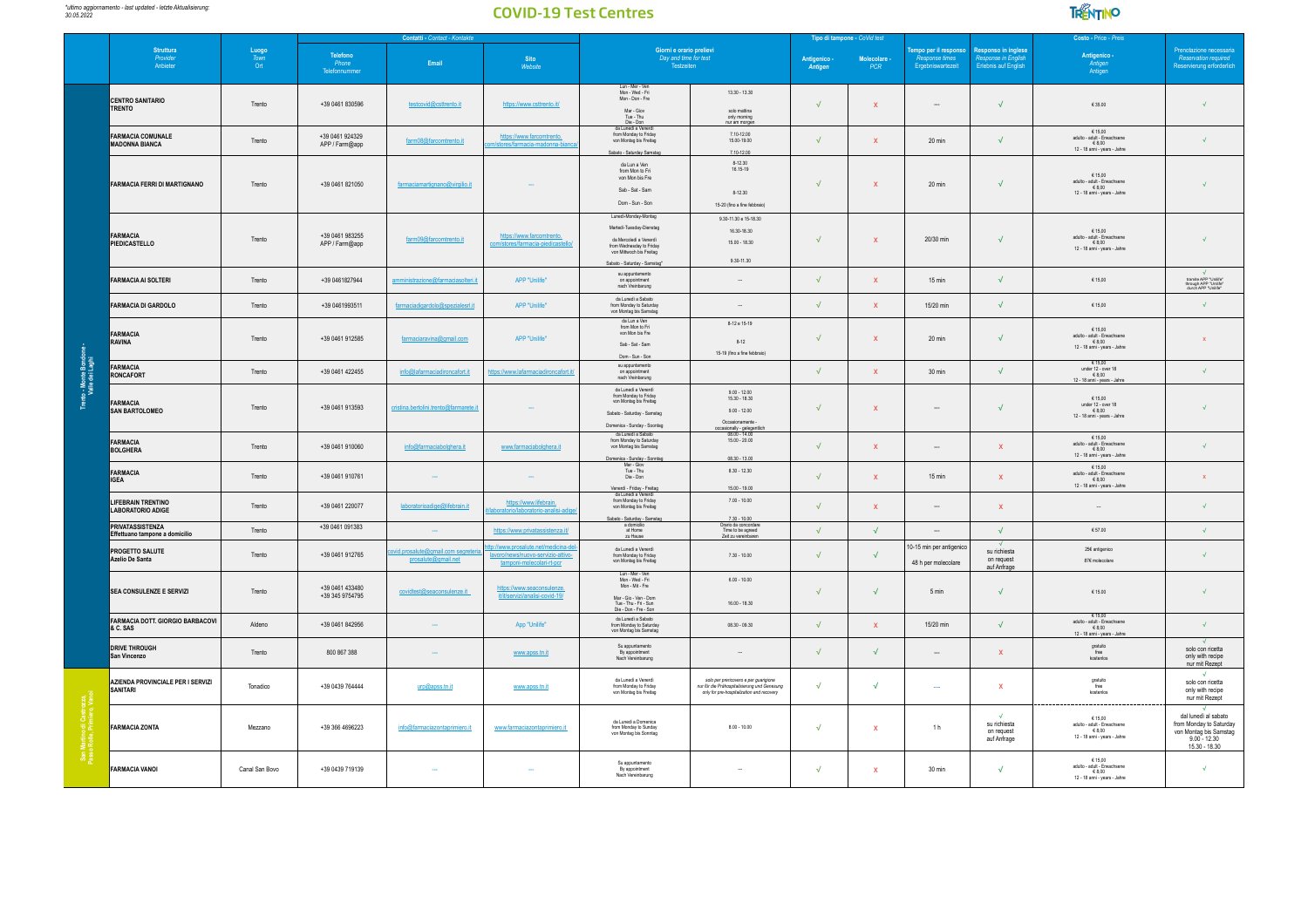*ultimo aggiornamento - last updated - letzte Aktualisierung:*
*30.05.2022*

# COVID-19 Test Centres

TRENTINO

| | Struttura *Provider* Anbieter | Luogo *Town* Ort | Contatti - *Contact* - Kontakte: Telefono *Phone* Telefonnummer | Email | Sito *Website* | Giorni e orario prelievi *Day and time for test* Testzeiten | | Tipo di tampone - *CoVid test*: Antigenico - *Antigen* | Molecolare - *PCR* | Tempo per il responso *Response times* Ergebniswartezeit | Responso in inglese *Response in English* Erlebnis auf English | Costo - *Price* - *Preis*: Antigenico - *Antigen* Antigen | Prenotazione necessaria *Reservation required* Reservierung erforderlich |
|---|---|---|---|---|---|---|---|---|---|---|---|---|---|
| Trento - Monte Bondone - Valle dei Laghi | **CENTRO SANITARIO TRENTO** | Trento | +39 0461 830596 | testcovid@cstrento.it | https://www.cstrento.it/ | Lun - Mer - Ven / Mon - Wed - Fri / Mon - Don - Fre; Mar - Giov / Tue - Thu / Die - Don | 13.30 - 13.30; solo mattina / only morning / nur am morgen | √ | X | ---- | √ | € 35.00 | √ |
| | **FARMACIA COMUNALE MADONNA BIANCA** | Trento | +39 0461 924329 APP / Farm@app | farm08@farcomtrento.it | https://www.farcomtrento.com/stores/farmacia-madonna-bianca/ | da Lunedì a Venerdì / from Monday to Friday / von Montag bis Freitag; Sabato - Saturday Samstag | 7.10-12.00 15.00-19.00; 7.10-12.00 | √ | X | 20 min | √ | € 15.00 adulto - adult - Erwachsene; € 8.00 12 - 18 anni - years - Jahre | √ |
| | **FARMACIA FERRI DI MARTIGNANO** | Trento | +39 0461 821050 | farmaciamartignano@virgilio.it | ---- | da Lun a Ven / from Mon to Fri / von Mon bis Fre; Sab - Sat - Sam; Dom - Sun - Son | 8-12.30 16-19; 8-12.30; 15-20 (fino a fine febbraio) | √ | X | 20 min | √ | € 15.00 adulto - adult - Erwachsene; € 8.00 12 - 18 anni - years - Jahre | √ |
| | **FARMACIA PIEDICASTELLO** | Trento | +39 0461 983255 APP / Farm@app | farm09@farcomtrento.it | https://www.farcomtrento.com/stores/farmacia-piedicastello/ | Lunedì-Monday-Montag; Martedì-Tuesday-Dienstag; da Mercoledì a Venerdì / from Wednesday to Friday / von Mittwoch bis Freitag; Sabato - Saturday - Samstag* | 9.30-11.30 e 15-18.30; 16.30-18.30; 15.00 - 18.30; 9.30-11.30 | √ | X | 20/30 min | √ | € 15.00 adulto - adult - Erwachsene; € 8.00 12 - 18 anni - years - Jahre | √ |
| | **FARMACIA AI SOLTERI** | Trento | +39 0461827944 | amministrazione@farmaciasolteri.it | APP "Unilife" | su appuntamento / on appointment / nach Vereinbarung | --- | √ | X | 15 min | √ | € 15.00 | √ tramite APP "Unilife" through APP "Unilife" durch APP "Unilife" |
| | **FARMACIA DI GARDOLO** | Trento | +39 0461993511 | farmaciadigardolo@spezialesrl.it | APP "Unilife" | da Lunedì a Sabato / from Monday to Saturday / von Montag bis Samstag | --- | √ | X | 15/20 min | √ | € 15.00 | √ |
| | **FARMACIA RAVINA** | Trento | +39 0461 912585 | farmaciaravina@gmail.com | APP "Unilife" | da Lun a Ven / from Mon to Fri / von Mon bis Fre; Sab - Sat - Sam; Dom - Sun - Son | 8-12 e 15-19; 8-12; 15-19 (fino a fine febbraio) | √ | X | 20 min | √ | € 15.00 adulto - adult - Erwachsene; € 8.00 12 - 18 anni - years - Jahre | X |
| | **FARMACIA RONCAFORT** | Trento | +39 0461 422455 | info@lafarmaciadironcafort.it | https://www.lafarmaciadironcafort.it/ | su appuntamento / on appointment / nach Vereinbarung | | √ | X | 30 min | √ | € 15.00 under 12 - over 18; € 8.00 12 - 18 anni - years - Jahre | √ |
| | **FARMACIA SAN BARTOLOMEO** | Trento | +39 0461 913593 | cristina.bertolini.trento@farmarete.it | ---- | da Lunedì a Venerdì / from Monday to Friday / von Montag bis Freitag; Sabato - Saturday - Samstag; Domenica - Sunday - Soontag | 9.00 - 12.00 15.30 - 18.30; 9.00 - 12.00; Occasionalmente - occasionally - gelegentlich | √ | X | ---- | √ | € 15.00 under 12 - over 18; € 8.00 12 - 18 anni - years - Jahre | √ |
| | **FARMACIA BOLGHERA** | Trento | +39 0461 910060 | info@farmaciabolghera.it | www.farmaciabolghera.it | da Lunedì a Sabato / from Monday to Saturday / von Montag bis Samstag; Domenica - Sunday - Sonntag | 08.00 - 14.00 15.00 - 20.00; 08.30 - 13.00 | √ | X | ---- | X | € 15.00 adulto - adult - Erwachsene; € 8.00 12 - 18 anni - years - Jahre | √ |
| | **FARMACIA IGEA** | Trento | +39 0461 910761 | ---- | ---- | Mar - Giov / Tue - Thu / Die - Don; Venerdì - Friday - Freitag | 8.30 - 12.30; 15.00 - 19.00 | √ | X | 15 min | X | € 15.00 adulto - adult - Erwachsene; € 8.00 12 - 18 anni - years - Jahre | X |
| | **LIFEBRAIN TRENTINO LABORATORIO ADIGE** | Trento | +39 0461 220077 | laboratorioadige@lifebrain.it | https://www.lifebrain.it/laboratorio/laboratorio-analisi-adige/ | da Lunedì a Venerdì / from Monday to Friday / von Montag bis Freitag; Sabato - Saturday - Samstag | 7.00 - 10.00; 7.30 - 10.00 | √ | X | ---- | X | --- | √ |
| | **PRIVATASSISTENZA Effettuano tampone a domicilio** | Trento | +39 0461 091383 | ---- | https://www.privatassistenza.it/ | a domicilio / at Home / zu Hause | Orario da concordare / Time to be agreed / Zeit zu vereinbaren | √ | √ | ---- | √ | € 57.00 | √ |
| | **PROGETTO SALUTE Azelio De Santa** | Trento | +39 0461 912765 | covid.prosalute@gmail.com segreteria.prosalute@gmail.net | http://www.prosalute.net/medicina-del-lavoro/news/nuovo-servizio-attivo-tamponi-molecolari-rt-pcr | da Lunedì a Venerdì / from Monday to Friday / von Montag bis Freitag | 7.30 - 10.00 | √ | √ | 10-15 min per antigenico; 48 h per molecolare | √ su richiesta on request auf Anfrage | 25€ antigenico; 87€ molecolare | √ |
| | **SEA CONSULENZE E SERVIZI** | Trento | +39 0461 433480 +39 345 9754795 | covidtest@seaconsulenze.it | https://www.seaconsulenze.it/it/servizi/analisi-covid-19/ | Lun - Mer - Ven / Mon - Wed - Fri / Mon - Mit - Fre; Mar - Gio - Ven - Dom / Tue - Thu - Fri - Sun / Die - Don - Fre - Son | 8.00 - 10.00; 16.00 - 18.30 | √ | √ | 5 min | √ | € 15.00 | √ |
| | **FARMACIA DOTT. GIORGIO BARBACOVI & C. SAS** | Aldeno | +39 0461 842956 | ---- | App "Unilife" | da Lunedì a Sabato / from Monday to Saturday / von Montag bis Samstag | 08.30 - 09.30 | √ | X | 15/20 min | √ | € 15.00 adulto - adult - Erwachsene; € 8.00 12 - 18 anni - years - Jahre | √ |
| | **DRIVE THROUGH San Vincenzo** | Trento | 800 867 388 | ---- | www.apss.tn.it | Su appuntamento / By appointment / Nach Vereinbarung | --- | √ | √ | ---- | X | gratuito free kostenlos | √ solo con ricetta only with recipe nur mit Rezept |
| San Martino di Castrozza, Passo Rolle, Primiero Vanoi | **AZIENDA PROVINCIALE PER I SERVIZI SANITARI** | Tonadico | +39 0439 764444 | urp@apss.tn.it | www.apss.tn.it | da Lunedì a Venerdì / from Monday to Friday / von Montag bis Freitag | *solo per prericovero e per guarigione / nur für die Prähospitalisierung und Genesung / only for pre-hospitalization and recovery* | √ | √ | ---- | X | gratuito free kostenlos | √ solo con ricetta only with recipe nur mit Rezept |
| | **FARMACIA ZONTA** | Mezzano | +39 366 4696223 | info@farmaciazontaprimiero.it | www.farmaciazontaprimiero.it | da Lunedì a Domenica / from Monday to Sunday / von Montag bis Sonntag | 8.00 - 10.00 | √ | X | 1 h | √ su richiesta on request auf Anfrage | € 15.00 adulto - adult - Erwachsene; € 8.00 12 - 18 anni - years - Jahre | √ dal lunedì al sabato from Monday to Saturday von Montag bis Samstag 9.00 - 12.30 15.30 - 18.30 |
| | **FARMACIA VANOI** | Canal San Bovo | +39 0439 719139 | ---- | ---- | Su appuntamento / By appointment / Nach Vereinbarung | --- | √ | X | 30 min | √ | € 15.00 adulto - adult - Erwachsene; € 8.00 12 - 18 anni - years - Jahre | √ |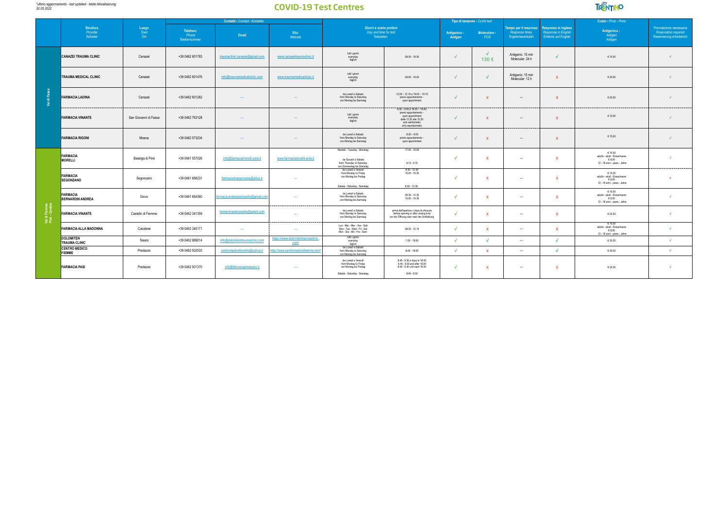*ultimo aggiornamento - last updated - letzte Aktualisierung:*
*30.05.2022*

# COVID-19 Test Centres

| | Struttura *Provider* Anbieter | Luogo *Town* Ort | Contatti - *Contact - Kontakte* Telefono *Phone* Telefonnummer | Email | Sito *Website* | Giorni e orario prelievi *Day and time for test* Testzeiten | | Tipo di tampone - *CoVid test* Antigenico - *Antigen* | Molecolare - *PCR* | Tempo per il responso *Response times* Ergebniswartezeit | Responso in inglese *Response in English* Erlebnis auf English | Costo - *Price - Preis* Antigenico - *Antigen* Antigen | Prenotazione necessaria *Reservation required* Reservierung erforderlich |
|---|---|---|---|---|---|---|---|---|---|---|---|---|---|
| Val di Fassa | CANAZEI TRAUMA CLINIC | Canazei | +39 0462 601783 | traumaclinic.canazei@gmail.com | www.canazeitraumaclinic.it | tutti i giorni everyday täglich | 08:30 - 18:30 | √ | √ 130 € | Antigenic: 15 min Molecular: 24 h | √ | € 15,00 | √ |
| | TRAUMA MEDICAL CLINIC | Canazei | +39 0462 601476 | info@traumamedicalclinic.com | www.traumamedicalclinic.it | tutti i giorni everyday täglich | 09:00 - 19:00 | √ | √ | Antigenic: 15 min Molecular: 12 h | X | € 20,00 | √ |
| | FARMACIA LADINA | Canazei | +39 0462 601262 | ---- | ---- | da Lunedì a Sabato from Monday to Saturday von Montag bis Samstag | 12.00 – 12.15 e 19.00 – 19.15 previo appuntamento - upon appointment | √ | X | ---- | X | € 20,00 | √ |
| | FARMACIA VINANTE | San Giovanni di Fassa | +39 0462 763128 | ---- | ---- | tutti i giorni everyday täglich | 8.30 - 9.00 e 18.30 – 19.00; previo appuntamento - upon appointment dalle 12.30 alle 15.30 solo asintomatici only asymptomatic | √ | X | ---- | X | € 15,00 | √ |
| | FARMACIA RIGONI | Moena | +39 0462 573234 | ---- | ---- | da Lunedì a Sabato from Monday to Saturday von Montag bis Samstag | 8.30 – 9.00 previo appuntamento - upon appointment | √ | X | ---- | X | € 15,00 | √ |
| Val di Fiemme Pinè - Cembra | FARMACIA MORELLI | Baselga di Pinè | +39 0461 557026 | info@farmaciamorelli-pine.it | www.farmaciamorelli-pine.it | Martedì - Tuesday - Dienstag; da Giovedì a Sabato from Thursday to Saturday von Donnerstag bis Samstag | 17.45 - 18.45; 8.15 - 9.15 | √ | X | ---- | X | € 15,00 adulto - adult - Erwachsene € 8,00 12 - 18 anni - years - Jahre | √ |
| | FARMACIA SEGONZANO | Segonzano | +39 0461 686231 | farmaciadisegonzano@alice.it | ---- | da Lunedì a Venerdì from Monday to Friday von Montag bis Freitag; Sabato - Saturday - Samstag | 8.30 - 12.30 15.00 - 19.30; 8.30 - 12.30 | √ | X | ---- | X | € 15,00 adulto - adult - Erwachsene € 8,00 12 - 18 anni - years - Jahre | X |
| | FARMACIA BERNARDIN ANDREA | Giovo | +39 0461 684360 | farmacia.andreabernardin@gmail.com | ---- | da Lunedì a Sabato from Monday to Saturday von Montag bis Samstag | 08.30 - 12.30 15.00 - 19.30 | √ | X | ---- | X | € 15,00 adulto - adult - Erwachsene € 8,00 12 - 18 anni - years - Jahre | √ |
| | FARMACIA VINANTE | Castello di Fiemme | +39 0462 341359 | farmavinantecastello@gmail.com | ---- | da Lunedì a Sabato from Monday to Saturday von Montag bis Samstag | prima dell'apertura o dopo la chiusura before opening or after closing time vor der Öffnung oder nach der Schließung | √ | X | ---- | X | € 22,00 | √ |
| | FARMACIA ALLA MADONNA | Cavalese | +39 0462 340171 | ---- | ---- | Lun - Mar - Mer - Ven - Sab Mon - Tue - Wed - Fri - Sat Mon - Die - Mit - Fre - Sam | 08.30 - 12.15 | √ | X | ---- | X | € 15,00 adulto - adult - Erwachsene € 8,00 12 - 18 anni - years - Jahre | √ |
| | DOLOMITEN TRAUMA CLINIC | Tesero | +39 0462 888014 | info@dolomitentraumaclinic.com | https://www.dolomitentraumaclinic.com/ | tutti i giorni everyday täglich | 7:00 - 19:00 | √ | √ | ---- | √ | € 20,00 | √ |
| | CENTRO MEDICO FIEMME | Predazzo | +39 0462 502533 | centromedicofiemme@yahoo.it | http://www.centromedicofiemme.com/ | da Lunedì a Sabato from Monday to Saturday von Montag bis Samstag | 8:00 - 18:00 | √ | X | ---- | √ | € 35,00 | √ |
| | FARMACIA PASI | Predazzo | +39 0462 501370 | info@farmaciapredazzo.it | ---- | da Lunedì a Venerdì from Monday to Friday von Montag bis Freitag; Sabato - Saturday - Samstag | 8.45 - 9.30 e dopo le 18.00 8.45 - 9.30 and after 18.00 8.45 - 9.30 und nach 18.00; 8:45 - 9:30 | √ | X | ---- | X | € 22,00 | √ |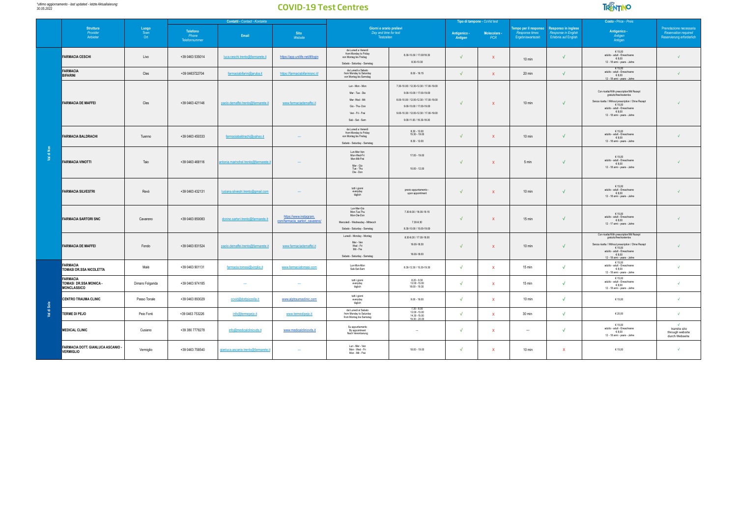*ultimo aggiornamento - last updated - letzte Aktualisierung:
30.05.2022

# COVID-19 Test Centres

| | Struttura *Provider* Anbieter | Luogo *Town* Ort | Contatti - *Contact - Kontakte* | | | Giorni e orario prelievi *Day and time for test* Testzeiten | | Tipo di tampone - *CoVid test* | | Tempo per il responso *Response times* Ergebniswartezeit | Responso in inglese *Response in English* Erlebnis auf English | Costo - *Price - Preis* | Prenotazione necessaria *Reservation required* Reservierung erforderlich |
|---|---|---|---|---|---|---|---|---|---|---|---|---|---|
| | | | Telefono *Phone* Telefonnummer | Email | Sito *Website* | | | Antigenico - *Antigen* | Molecolare - *PCR* | | | Antigenico - *Antigen* Antigen | |
| Val di Non | FARMACIA CESCHI | Livo | +39 0463 535014 | luca.ceschi.trento@farmarete.it | https://app.unilife.net/#/login | da Lunedì a Venerdì from Monday to Friday von Montag bis Freitag<br>Sabato - Saturday - Samstag | 8.30-10.30 / 17.00/18.30<br>8.30-10.30 | √ | X | 10 min | √ | € 15,00 adulto - adult - Erwachsene € 8,00 12 - 18 anni - years - Jahre | √ |
| | FARMACIA BIFARINI | Cles | +39 0463722704 | farmaciabifarini@aruba.it | https://farmaciabifarinisnc.it/ | da Lunedì a Sabato from Monday to Saturday von Montag bis Samstag | 8.00 - 19.15 | √ | X | 20 min | √ | € 15,00 adulto - adult - Erwachsene € 8,00 12 - 18 anni - years - Jahre | √ |
| | FARMACIA DE MAFFEI | Cles | +39 0463 421146 | paolo.demaffei.trento@farmarete.it | www.farmaciademaffei.it | Lun - Mon - Mon<br>Mar - Tue - Die<br>Mer- Wed - Mit<br>Gio - Thu- Don<br>Ven - Fri - Frei<br>Sab - Sat - Sam | 7.30-10.00 / 12.30-12.30 / 17.00-19.00<br>9.00-10.00 / 17.00-19.00<br>8.00-10.00 / 12.00-12.30 / 17.00-19.00<br>9.00-10.00 / 17.00-19.00<br>9.00-10.30 / 12.00-12.30 / 17.00-19.00<br>9.00-11.00 / 16.30-18.30 | √ | X | 10 min | √ | Con ricetta/With prescription/Mit Rezept gratuito/free/kostenlos<br>Senza ricetta / Without prescription / Ohne Rezept € 15,00 adulto - adult - Erwachsene € 8,00 12 - 18 anni - years - Jahre | √ |
| | FARMACIA BALDRACHI | Tuenno | +39 0463 450333 | farmaciabaldrachi@yahoo.it | --- | da Lunedì a Venerdì from Monday to Friday von Montag bis Freitag<br>Sabato - Saturday - Samstag | 8.30 - 12.00 15.30 - 19.00<br>8.30 - 12.00 | √ | X | 10 min | √ | € 15,00 adulto - adult - Erwachsene € 8,00 12 - 18 anni - years - Jahre | √ |
| | FARMACIA VINOTTI | Taio | +39 0463 468116 | antonia.marinchel.trento@farmarete.it | --- | Lun-Mer-Ven Mon-Wed-Fri Mon-Mit-Frei<br>Mar - Gio Tue - Thu Die - Don | 17.00 - 19.00<br>10.00 - 12.00 | √ | X | 5 min | √ | € 15,00 adulto - adult - Erwachsene € 8,00 12 - 18 anni - years - Jahre | √ |
| | FARMACIA SILVESTRI | Revò | +39 0463 432131 | luciana.silvestri.trento@gmail.com | --- | tutti i giorni everyday täglich | previo appuntamento - upon appointment | √ | X | 10 min | √ | € 15,00 adulto - adult - Erwachsene € 8,00 12 - 18 anni - years - Jahre | √ |
| | FARMACIA SARTORI SNC | Cavareno | +39 0463 850083 | donino.sartori.trento@farmarete.it | https://www.instagram.com/farmacia_sartori_cavareno/ | Lun-Mar-Gio Mon-Tue-Thu Mon-Die-Don<br>Mercoledì - Wednesday - Mittwoch<br>Sabato - Saturday - Samstag | 7.30-9.30 / 18.00-19.15<br>7.30-9.30<br>8.30-10.00 / 15.00-19.00 | √ | X | 15 min | √ | € 15,00 adulto - adult - Erwachsene € 8,00 12 - 17 anni - years - Jahre | √ |
| | FARMACIA DE MAFFEI | Fondo | +39 0463 831524 | paolo.demaffei.trento@farmarete.it | www.farmaciademaffei.it | Lunedì - Monday - Montag<br>Mer - Ven Wed - Fri Mit - Fre<br>Sabato - Saturday - Samstag | 8.30-9.30 / 17.00-18.00<br>16.00-18.30<br>16.00-18.00 | √ | X | 10 min | √ | Con ricetta/With prescription/Mit Rezept gratuito/free/kostenlos<br>Senza ricetta / Without prescription / Ohne Rezept € 15,00 adulto - adult - Erwachsene € 8,00 12 - 18 anni - years - Jahre | √ |
| Val di Sole | FARMACIA TOMASI DR.SSA NICOLETTA | Malè | +39 0463 901131 | farmacia.tomasi@virgilio.it | www.farmaciatomasi.com | Lun-Mon-Mon Sab-Sat-Sam | 8.30-12.30 / 15.30-19.30 | √ | X | 15 min | √ | € 15,00 adulto - adult - Erwachsene € 8,00 12 - 18 anni - years - Jahre | √ |
| | FARMACIA TOMASI DR.SSA MONICA - MONCLASSICO | Dimaro Folgarida | +39 0463 974185 | --- | --- | tutti i giorni everyday täglich | 8.20 - 9.30 12.00 -13.00 18.00 - 19.30 | √ | X | 15 min | √ | € 15,00 adulto - adult - Erwachsene € 8,00 12 - 18 anni - years - Jahre | √ |
| | CENTRO TRAUMA CLINIC | Passo Tonale | +39 0463 893029 | covid@dottpizzola.it | www.alptraumaclinic.com | tutti i giorni everyday täglich | 9.00 - 19.00 | √ | X | 10 min | √ | € 15,00 | √ |
| | TERME DI PEJO | Peio Fonti | +39 0463 753226 | info@termepejo.it | www.termedipejo.it | dal Lunedì al Sabato from Monday to Saturday from Montag bis Samstag | 7.30 - 8.00 12.00 -13.00 14.30 -15.00 19.30 - 20.00 | √ | X | 30 min | √ | € 20,00 | √ |
| | MEDICAL CLINIC | Cusiano | +39 380 7778278 | info@medicalclinicvds.it | www.medicalclinicvds.it | Su appuntamento By appointment Nach Vereinbarung | --- | √ | X | --- | √ | € 15,00 adulto - adult - Erwachsene € 8,00 12 - 18 anni - years - Jahre | √ tramite sito through website durch Webseite |
| | FARMACIA DOTT. GIANLUCA ASCANIO - VERMIGLIO | Vermiglio | +39 0463 758540 | gianluca.ascanio.trento@farmarete.it | --- | Lun - Mer - Ven Mon - Wed - Fri Mon - Mit - Frei | 18.00 - 19.00 | √ | X | 10 min | X | € 15,00 | √ |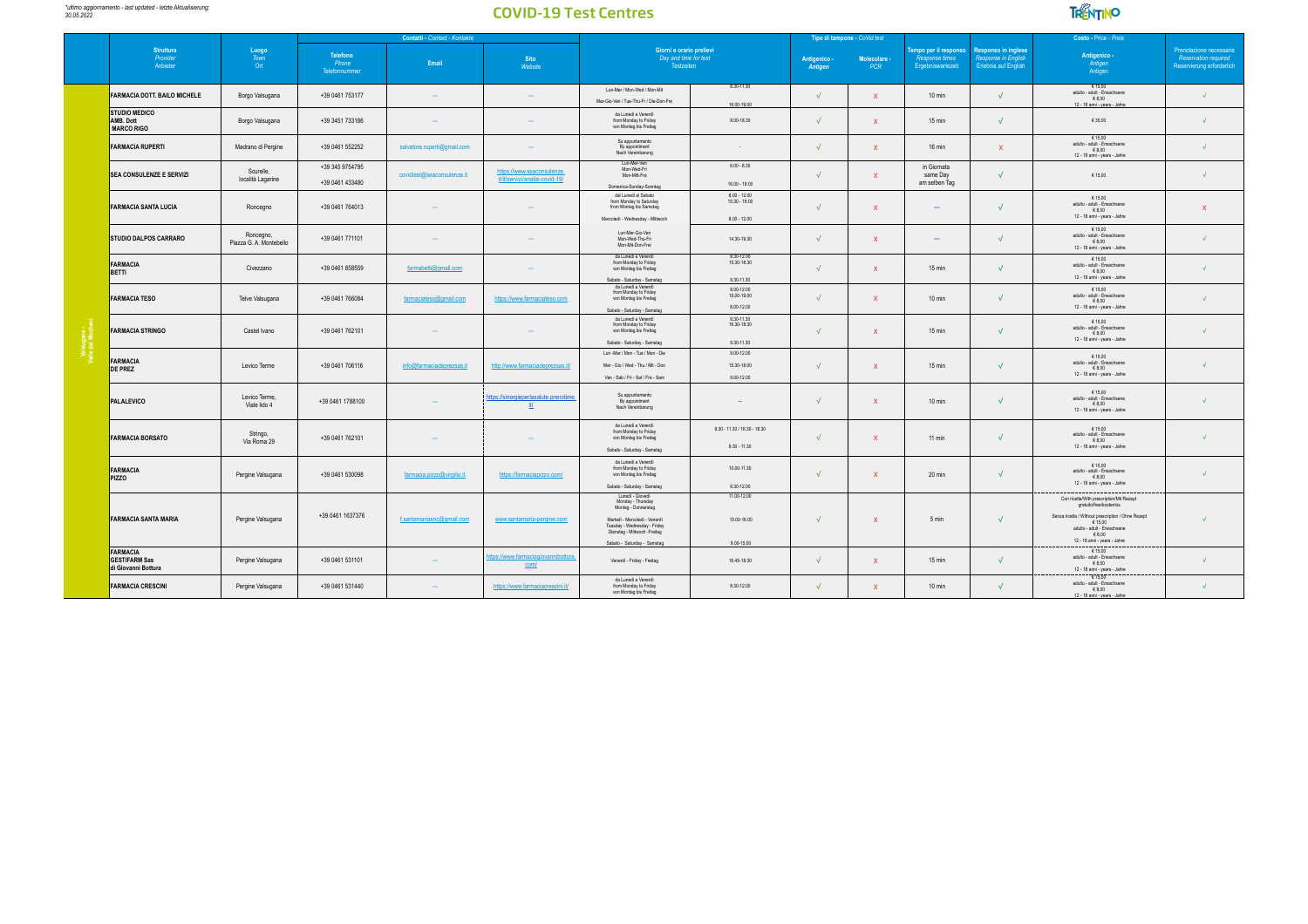*ultimo aggiornamento - last updated - letzte Aktualisierung:*
*30.05.2022*

# COVID-19 Test Centres

TRENTINO

| | Struttura *Provider* Anbieter | Luogo *Town* Ort | Contatti - *Contact - Kontakte* Telefono *Phone* Telefonnummer | Email | Sito *Website* | Giorni e orario prelievi *Day and time for test* Testzeiten | | Tipo di tampone - *CoVid test* Antigenico - *Antigen* | Molecolare - *PCR* | Tempo per il responso *Response times* Ergebniswartezeit | Responso in inglese *Response in English* Erlebnis auf English | Costo - *Price - Preis* Antigenico - *Antigen* Antigen | Prenotazione necessaria *Reservation required* Reservierung erforderlich |
|---|---|---|---|---|---|---|---|---|---|---|---|---|---|
| Valsugana - Valle dei Mocheni | **FARMACIA DOTT. BAILO MICHELE** | Borgo Valsugana | +39 0461 753177 | ---- | ---- | Lun-Mer / Mon-Wed / Mon-Mit; Mar-Gio-Ven / Tue-Thu-Fr / Die-Don-Fre | 8.30-11.30; 16.00-19.00 | √ | X | 10 min | √ | € 15,00 adulto - adult - Erwachsene; € 8,00 12 - 18 anni - years - Jahre | √ |
| | **STUDIO MEDICO AMB. Dott MARCO RIGO** | Borgo Valsugana | +39 3451 733186 | ---- | ---- | da Lunedì a Venerdì from Monday to Friday von Montag bis Freitag | 8.00-18.30 | √ | X | 15 min | √ | € 35,00 | √ |
| | **FARMACIA RUPERTI** | Madrano di Pergine | +39 0461 552252 | salvatore.ruperti@gmail.com | ---- | Su appuntamento By appointment Nach Vereinbarung | - | √ | X | 16 min | X | € 15,00 adulto - adult - Erwachsene; € 8,00 12 - 18 anni - years - Jahre | √ |
| | **SEA CONSULENZE E SERVIZI** | Scurelle, località Lagarine | +39 345 9754795; +39 0461 433480 | covidtest@seaconsulenze.it | https://www.seaconsulenze.it/it/servizi/analisi-covid-19/ | Lun-Mer-Ven Mon-Wed-Fri Mon-Mit-Fre; Domenica-Sunday-Sonntag | 6.00 - 8.30; 16.00 - 19.00 | √ | X | in Giornata same Day am selben Tag | √ | € 15,00 | √ |
| | **FARMACIA SANTA LUCIA** | Roncegno | +39 0461 764013 | ---- | ---- | dal Lunedì al Sabato from Monday to Saturday from Montag bis Samstag; Mercoledì - Wednesday - Mittwoch | 8.00 - 12.00 15.30 - 19.00; 8.00 - 12.00 | √ | X | ---- | √ | € 15,00 adulto - adult - Erwachsene; € 8,00 12 - 18 anni - years - Jahre | X |
| | **STUDIO DALPOS CARRARO** | Roncegno, Piazza G. A. Montebello | +39 0461 771101 | ---- | ---- | Lun-Mer-Gio-Ven Mon-Wed-Thu-Fri Mon-Mit-Don-Frei | 14.30-19.30 | √ | X | ---- | √ | € 15,00 adulto - adult - Erwachsene; € 8,00 12 - 18 anni - years - Jahre | √ |
| | **FARMACIA BETTI** | Civezzano | +39 0461 858559 | farmabetti@gmail.com | ---- | da Lunedì a Venerdì from Monday to Friday von Montag bis Freitag; Sabato - Saturday - Samstag | 8.30-12.00 15.30-18.30; 9.30-11.30 | √ | X | 15 min | √ | € 15,00 adulto - adult - Erwachsene; € 8,00 12 - 18 anni - years - Jahre | √ |
| | **FARMACIA TESO** | Telve Valsugana | +39 0461 766084 | farmaciateso@gmail.com | https://www.farmaciateso.com | da Lunedì a Venerdì from Monday to Friday von Montag bis Freitag; Sabato - Saturday - Samstag | 8.00-12.00 15.00-19.00; 8.00-12.00 | √ | X | 10 min | √ | € 15,00 adulto - adult - Erwachsene; € 8,00 12 - 18 anni - years - Jahre | √ |
| | **FARMACIA STRINGO** | Castel Ivano | +39 0461 762101 | ---- | ---- | da Lunedì a Venerdì from Monday to Friday von Montag bis Freitag; Sabato - Saturday - Samstag | 9.30-11.30 16.30-18.30; 9.30-11.30 | √ | X | 15 min | √ | € 15,00 adulto - adult - Erwachsene; € 8,00 12 - 18 anni - years - Jahre | √ |
| | **FARMACIA DE PREZ** | Levico Terme | +39 0461 706116 | info@farmaciadeprezsas.it | http://www.farmaciadeprezsas.it/ | Lun -Mar / Mon - Tue / Mon - Die; Mer - Gio / Wed - Thu / Mit - Don; Ven - Sab / Fri - Sat / Fre - Sam | 9.00-12.00; 15.30-18.00; 9.00-12.00 | √ | X | 15 min | √ | € 15,00 adulto - adult - Erwachsene; € 8,00 12 - 18 anni - years - Jahre | √ |
| | **PALALEVICO** | Levico Terme, Viale lido 4 | +39 0461 1788100 | ---- | https://sinergieperlasalute.prenotime.it/ | Su appuntamento By appointment Nach Vereinbarung | --- | √ | X | 10 min | √ | € 15,00 adulto - adult - Erwachsene; € 8,00 12 - 18 anni - years - Jahre | √ |
| | **FARMACIA BORSATO** | Strigno, Via Roma 29 | +39 0461 762101 | ---- | ---- | da Lunedì a Venerdì from Monday to Friday von Montag bis Freitag; Sabato - Saturday - Samstag | 9.30 - 11.30 / 16.30 - 18.30; 9.30 - 11.30 | √ | X | 11 min | √ | € 15,00 adulto - adult - Erwachsene; € 8,00 12 - 18 anni - years - Jahre | √ |
| | **FARMACIA PIZZO** | Pergine Valsugana | +39 0461 530098 | farmacia.pizzo@virgilio.it | https://farmaciapizzo.com/ | da Lunedì a Venerdì from Monday to Friday von Montag bis Freitag; Sabato - Saturday - Samstag | 10.00-11.30; 9.30-12.00 | √ | X | 20 min | √ | € 15,00 adulto - adult - Erwachsene; € 8,00 12 - 18 anni - years - Jahre | √ |
| | **FARMACIA SANTA MARIA** | Pergine Valsugana | +39 0461 1637376 | f.santamariasnc@gmail.com | www.santamaria-pergine.com | Lunedì - Giovedì Monday - Thursday Montag - Donnerstag; Martedì - Mercoledì - Venerdì Tuesday - Wednesday - Friday Dienstag - Mittwoch -Freitag; Sabato - Saturday - Samstag | 11.00-12.00; 15.00-16.00; 9.00-15.00 | √ | X | 5 min | √ | Con ricetta/With prescription/Mit Rezept gratuito/free/kostenlos; Senza ricetta / Without prescription / Ohne Rezept € 15,00 adulto - adult - Erwachsene; € 8,00 12 - 18 anni - years - Jahre | √ |
| | **FARMACIA GESTIFARM Sas di Giovanni Bottura** | Pergine Valsugana | +39 0461 531101 | ---- | https://www.farmaciagiovannibottura.com/ | Venerdì - Friday - Freitag | 16.45-18.30 | √ | X | 15 min | √ | € 15,00 adulto - adult - Erwachsene; € 8,00 12 - 18 anni - years - Jahre | √ |
| | **FARMACIA CRESCINI** | Pergine Valsugana | +39 0461 531440 | ---- | https://www.farmaciacrescini.it/ | da Lunedì a Venerdì from Monday to Friday von Montag bis Freitag | 8.30-12.00 | √ | X | 10 min | √ | € 15,00 adulto - adult - Erwachsene; € 8,00 12 - 18 anni - years - Jahre | √ |